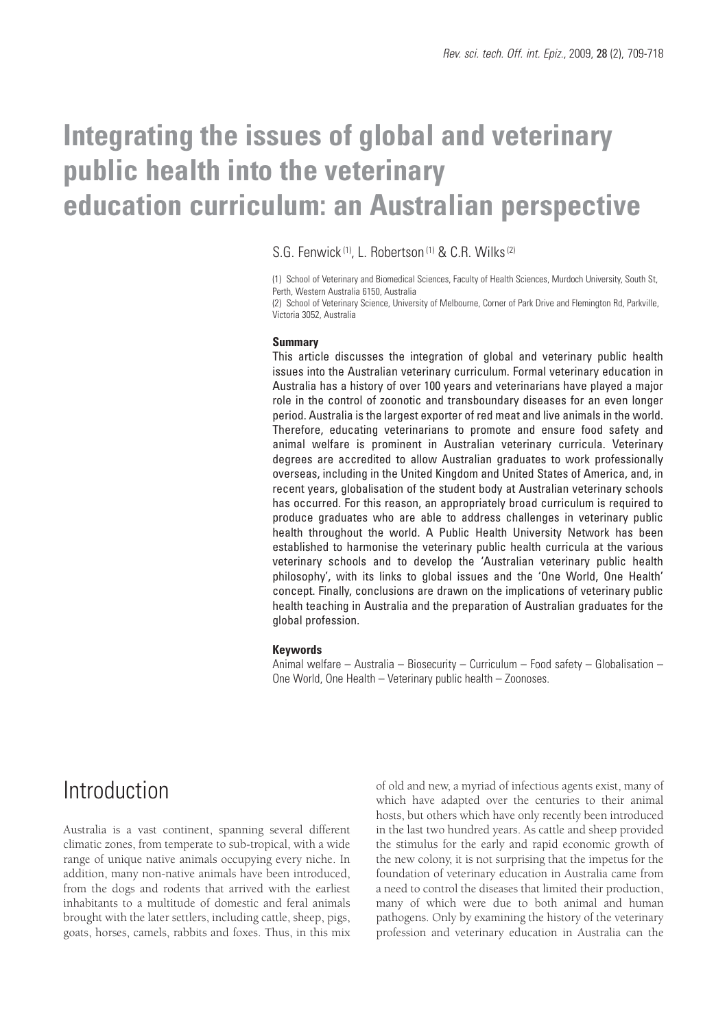# Integrating the issues of global and veterinary public health into the veterinary education curriculum: an Australian perspective

S.G. Fenwick [(1)], L. Robertson [(1)] & C.R. Wilks [(2)]

(1) School of Veterinary and Biomedical Sciences, Faculty of Health Sciences, Murdoch University, South St, Perth, Western Australia 6150, Australia

(2) School of Veterinary Science, University of Melbourne, Corner of Park Drive and Flemington Rd, Parkville, Victoria 3052, Australia

### Summary

This article discusses the integration of global and veterinary public health issues into the Australian veterinary curriculum. Formal veterinary education in Australia has a history of over 100 years and veterinarians have played a major role in the control of zoonotic and transboundary diseases for an even longer period. Australia is the largest exporter of red meat and live animals in the world. Therefore, educating veterinarians to promote and ensure food safety and animal welfare is prominent in Australian veterinary curricula. Veterinary degrees are accredited to allow Australian graduates to work professionally overseas, including in the United Kingdom and United States of America, and, in recent years, globalisation of the student body at Australian veterinary schools has occurred. For this reason, an appropriately broad curriculum is required to produce graduates who are able to address challenges in veterinary public health throughout the world. A Public Health University Network has been established to harmonise the veterinary public health curricula at the various veterinary schools and to develop the 'Australian veterinary public health philosophy', with its links to global issues and the 'One World, One Health' concept. Finally, conclusions are drawn on the implications of veterinary public health teaching in Australia and the preparation of Australian graduates for the global profession.

### Keywords

Animal welfare – Australia – Biosecurity – Curriculum – Food safety – Globalisation – One World, One Health – Veterinary public health – Zoonoses.

## Introduction

Australia is a vast continent, spanning several different climatic zones, from temperate to sub-tropical, with a wide range of unique native animals occupying every niche. In addition, many non-native animals have been introduced, from the dogs and rodents that arrived with the earliest inhabitants to a multitude of domestic and feral animals brought with the later settlers, including cattle, sheep, pigs, goats, horses, camels, rabbits and foxes. Thus, in this mix of old and new, a myriad of infectious agents exist, many of which have adapted over the centuries to their animal hosts, but others which have only recently been introduced in the last two hundred years. As cattle and sheep provided the stimulus for the early and rapid economic growth of the new colony, it is not surprising that the impetus for the foundation of veterinary education in Australia came from a need to control the diseases that limited their production, many of which were due to both animal and human pathogens. Only by examining the history of the veterinary profession and veterinary education in Australia can the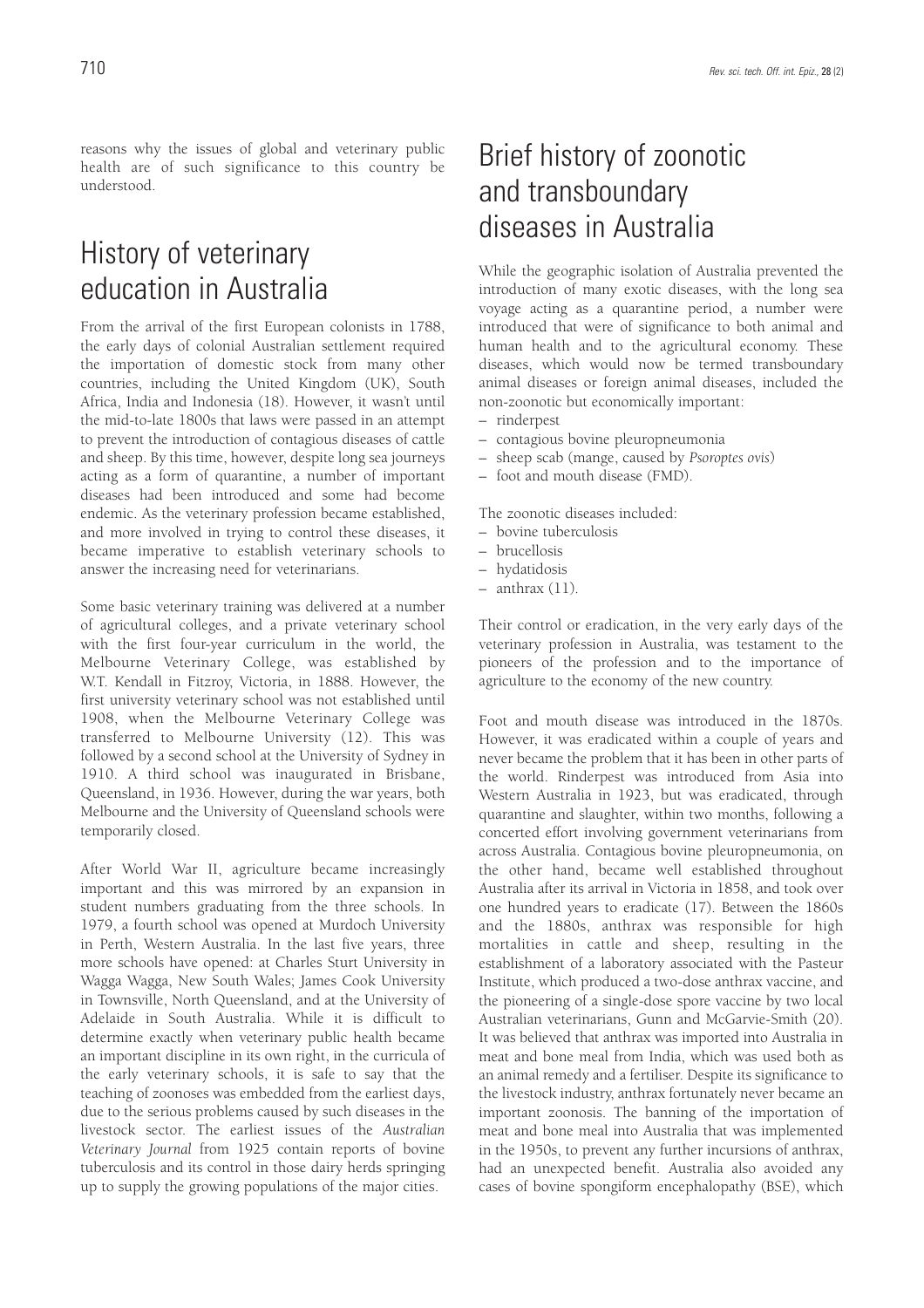reasons why the issues of global and veterinary public health are of such significance to this country be understood.

# History of veterinary education in Australia

From the arrival of the first European colonists in 1788, the early days of colonial Australian settlement required the importation of domestic stock from many other countries, including the United Kingdom (UK), South Africa, India and Indonesia (18). However, it wasn't until the mid-to-late 1800s that laws were passed in an attempt to prevent the introduction of contagious diseases of cattle and sheep. By this time, however, despite long sea journeys acting as a form of quarantine, a number of important diseases had been introduced and some had become endemic. As the veterinary profession became established, and more involved in trying to control these diseases, it became imperative to establish veterinary schools to answer the increasing need for veterinarians.

Some basic veterinary training was delivered at a number of agricultural colleges, and a private veterinary school with the first four-year curriculum in the world, the Melbourne Veterinary College, was established by W.T. Kendall in Fitzroy, Victoria, in 1888. However, the first university veterinary school was not established until 1908, when the Melbourne Veterinary College was transferred to Melbourne University (12). This was followed by a second school at the University of Sydney in 1910. A third school was inaugurated in Brisbane, Queensland, in 1936. However, during the war years, both Melbourne and the University of Queensland schools were temporarily closed.

After World War II, agriculture became increasingly important and this was mirrored by an expansion in student numbers graduating from the three schools. In 1979, a fourth school was opened at Murdoch University in Perth, Western Australia. In the last five years, three more schools have opened: at Charles Sturt University in Wagga Wagga, New South Wales; James Cook University in Townsville, North Queensland, and at the University of Adelaide in South Australia. While it is difficult to determine exactly when veterinary public health became an important discipline in its own right, in the curricula of the early veterinary schools, it is safe to say that the teaching of zoonoses was embedded from the earliest days, due to the serious problems caused by such diseases in the livestock sector. The earliest issues of the *Australian Veterinary Journal* from 1925 contain reports of bovine tuberculosis and its control in those dairy herds springing up to supply the growing populations of the major cities.

# Brief history of zoonotic and transboundary diseases in Australia

While the geographic isolation of Australia prevented the introduction of many exotic diseases, with the long sea voyage acting as a quarantine period, a number were introduced that were of significance to both animal and human health and to the agricultural economy. These diseases, which would now be termed transboundary animal diseases or foreign animal diseases, included the non-zoonotic but economically important:

- rinderpest
- contagious bovine pleuropneumonia
- sheep scab (mange, caused by *Psoroptes ovis*)
- foot and mouth disease (FMD).

The zoonotic diseases included:

- bovine tuberculosis
- brucellosis
- hydatidosis
- anthrax (11).

Their control or eradication, in the very early days of the veterinary profession in Australia, was testament to the pioneers of the profession and to the importance of agriculture to the economy of the new country.

Foot and mouth disease was introduced in the 1870s. However, it was eradicated within a couple of years and never became the problem that it has been in other parts of the world. Rinderpest was introduced from Asia into Western Australia in 1923, but was eradicated, through quarantine and slaughter, within two months, following a concerted effort involving government veterinarians from across Australia. Contagious bovine pleuropneumonia, on the other hand, became well established throughout Australia after its arrival in Victoria in 1858, and took over one hundred years to eradicate (17). Between the 1860s and the 1880s, anthrax was responsible for high mortalities in cattle and sheep, resulting in the establishment of a laboratory associated with the Pasteur Institute, which produced a two-dose anthrax vaccine, and the pioneering of a single-dose spore vaccine by two local Australian veterinarians, Gunn and McGarvie-Smith (20). It was believed that anthrax was imported into Australia in meat and bone meal from India, which was used both as an animal remedy and a fertiliser. Despite its significance to the livestock industry, anthrax fortunately never became an important zoonosis. The banning of the importation of meat and bone meal into Australia that was implemented in the 1950s, to prevent any further incursions of anthrax, had an unexpected benefit. Australia also avoided any cases of bovine spongiform encephalopathy (BSE), which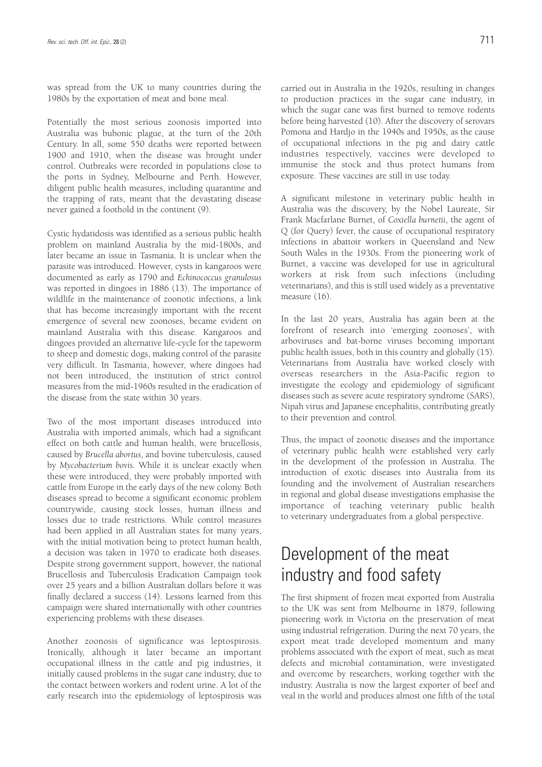was spread from the UK to many countries during the 1980s by the exportation of meat and bone meal.

Potentially the most serious zoonosis imported into Australia was bubonic plague, at the turn of the 20th Century. In all, some 550 deaths were reported between 1900 and 1910, when the disease was brought under control. Outbreaks were recorded in populations close to the ports in Sydney, Melbourne and Perth. However, diligent public health measures, including quarantine and the trapping of rats, meant that the devastating disease never gained a foothold in the continent (9).

Cystic hydatidosis was identified as a serious public health problem on mainland Australia by the mid-1800s, and later became an issue in Tasmania. It is unclear when the parasite was introduced. However, cysts in kangaroos were documented as early as 1790 and *Echinococcus granulosus* was reported in dingoes in 1886 (13). The importance of wildlife in the maintenance of zoonotic infections, a link that has become increasingly important with the recent emergence of several new zoonoses, became evident on mainland Australia with this disease. Kangaroos and dingoes provided an alternative life-cycle for the tapeworm to sheep and domestic dogs, making control of the parasite very difficult. In Tasmania, however, where dingoes had not been introduced, the institution of strict control measures from the mid-1960s resulted in the eradication of the disease from the state within 30 years.

Two of the most important diseases introduced into Australia with imported animals, which had a significant effect on both cattle and human health, were brucellosis, caused by *Brucella abortus*, and bovine tuberculosis, caused by *Mycobacterium bovis*. While it is unclear exactly when these were introduced, they were probably imported with cattle from Europe in the early days of the new colony. Both diseases spread to become a significant economic problem countrywide, causing stock losses, human illness and losses due to trade restrictions. While control measures had been applied in all Australian states for many years, with the initial motivation being to protect human health, a decision was taken in 1970 to eradicate both diseases. Despite strong government support, however, the national Brucellosis and Tuberculosis Eradication Campaign took over 25 years and a billion Australian dollars before it was finally declared a success (14). Lessons learned from this campaign were shared internationally with other countries experiencing problems with these diseases.

Another zoonosis of significance was leptospirosis. Ironically, although it later became an important occupational illness in the cattle and pig industries, it initially caused problems in the sugar cane industry, due to the contact between workers and rodent urine. A lot of the early research into the epidemiology of leptospirosis was carried out in Australia in the 1920s, resulting in changes to production practices in the sugar cane industry, in which the sugar cane was first burned to remove rodents before being harvested (10). After the discovery of serovars Pomona and Hardjo in the 1940s and 1950s, as the cause of occupational infections in the pig and dairy cattle industries respectively, vaccines were developed to immunise the stock and thus protect humans from exposure. These vaccines are still in use today.

A significant milestone in veterinary public health in Australia was the discovery, by the Nobel Laureate, Sir Frank Macfarlane Burnet, of *Coxiella burnetii*, the agent of Q (for Query) fever, the cause of occupational respiratory infections in abattoir workers in Queensland and New South Wales in the 1930s. From the pioneering work of Burnet, a vaccine was developed for use in agricultural workers at risk from such infections (including veterinarians), and this is still used widely as a preventative measure (16).

In the last 20 years, Australia has again been at the forefront of research into 'emerging zoonoses', with arboviruses and bat-borne viruses becoming important public health issues, both in this country and globally (15). Veterinarians from Australia have worked closely with overseas researchers in the Asia-Pacific region to investigate the ecology and epidemiology of significant diseases such as severe acute respiratory syndrome (SARS), Nipah virus and Japanese encephalitis, contributing greatly to their prevention and control.

Thus, the impact of zoonotic diseases and the importance of veterinary public health were established very early in the development of the profession in Australia. The introduction of exotic diseases into Australia from its founding and the involvement of Australian researchers in regional and global disease investigations emphasise the importance of teaching veterinary public health to veterinary undergraduates from a global perspective.

# Development of the meat industry and food safety

The first shipment of frozen meat exported from Australia to the UK was sent from Melbourne in 1879, following pioneering work in Victoria on the preservation of meat using industrial refrigeration. During the next 70 years, the export meat trade developed momentum and many problems associated with the export of meat, such as meat defects and microbial contamination, were investigated and overcome by researchers, working together with the industry. Australia is now the largest exporter of beef and veal in the world and produces almost one fifth of the total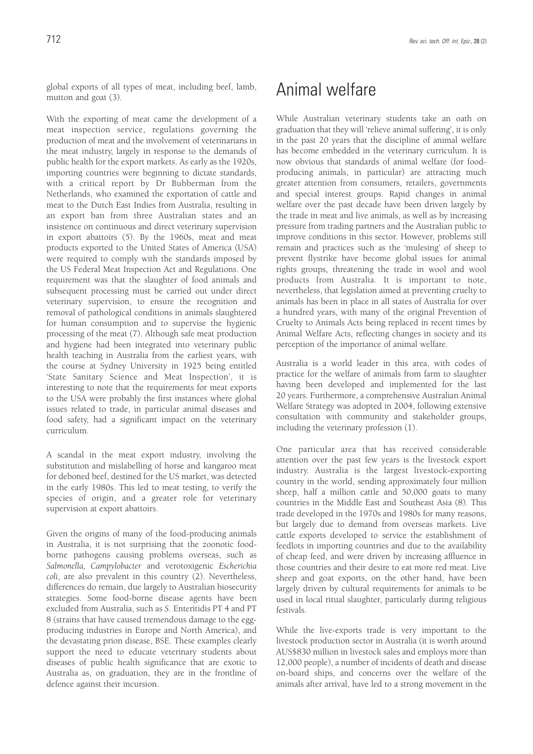global exports of all types of meat, including beef, lamb, mutton and goat (3).

With the exporting of meat came the development of a meat inspection service, regulations governing the production of meat and the involvement of veterinarians in the meat industry, largely in response to the demands of public health for the export markets. As early as the 1920s, importing countries were beginning to dictate standards, with a critical report by Dr Bubberman from the Netherlands, who examined the exportation of cattle and meat to the Dutch East Indies from Australia, resulting in an export ban from three Australian states and an insistence on continuous and direct veterinary supervision in export abattoirs (5). By the 1960s, meat and meat products exported to the United States of America (USA) were required to comply with the standards imposed by the US Federal Meat Inspection Act and Regulations. One requirement was that the slaughter of food animals and subsequent processing must be carried out under direct veterinary supervision, to ensure the recognition and removal of pathological conditions in animals slaughtered for human consumption and to supervise the hygienic processing of the meat (7). Although safe meat production and hygiene had been integrated into veterinary public health teaching in Australia from the earliest years, with the course at Sydney University in 1925 being entitled 'State Sanitary Science and Meat Inspection', it is interesting to note that the requirements for meat exports to the USA were probably the first instances where global issues related to trade, in particular animal diseases and food safety, had a significant impact on the veterinary curriculum.

A scandal in the meat export industry, involving the substitution and mislabelling of horse and kangaroo meat for deboned beef, destined for the US market, was detected in the early 1980s. This led to meat testing, to verify the species of origin, and a greater role for veterinary supervision at export abattoirs.

Given the origins of many of the food-producing animals in Australia, it is not surprising that the zoonotic food-borne pathogens causing problems overseas, such as *Salmonella, Campylobacter* and verotoxigenic *Escherichia coli*, are also prevalent in this country (2). Nevertheless, differences do remain, due largely to Australian biosecurity strategies. Some food-borne disease agents have been excluded from Australia, such as *S.* Enteritidis PT 4 and PT 8 (strains that have caused tremendous damage to the egg-producing industries in Europe and North America), and the devastating prion disease, BSE. These examples clearly support the need to educate veterinary students about diseases of public health significance that are exotic to Australia as, on graduation, they are in the frontline of defence against their incursion.

# Animal welfare

While Australian veterinary students take an oath on graduation that they will 'relieve animal suffering', it is only in the past 20 years that the discipline of animal welfare has become embedded in the veterinary curriculum. It is now obvious that standards of animal welfare (for food-producing animals, in particular) are attracting much greater attention from consumers, retailers, governments and special interest groups. Rapid changes in animal welfare over the past decade have been driven largely by the trade in meat and live animals, as well as by increasing pressure from trading partners and the Australian public to improve conditions in this sector. However, problems still remain and practices such as the 'mulesing' of sheep to prevent flystrike have become global issues for animal rights groups, threatening the trade in wool and wool products from Australia. It is important to note, nevertheless, that legislation aimed at preventing cruelty to animals has been in place in all states of Australia for over a hundred years, with many of the original Prevention of Cruelty to Animals Acts being replaced in recent times by Animal Welfare Acts, reflecting changes in society and its perception of the importance of animal welfare.

Australia is a world leader in this area, with codes of practice for the welfare of animals from farm to slaughter having been developed and implemented for the last 20 years. Furthermore, a comprehensive Australian Animal Welfare Strategy was adopted in 2004, following extensive consultation with community and stakeholder groups, including the veterinary profession (1).

One particular area that has received considerable attention over the past few years is the livestock export industry. Australia is the largest livestock-exporting country in the world, sending approximately four million sheep, half a million cattle and 50,000 goats to many countries in the Middle East and Southeast Asia (8). This trade developed in the 1970s and 1980s for many reasons, but largely due to demand from overseas markets. Live cattle exports developed to service the establishment of feedlots in importing countries and due to the availability of cheap feed, and were driven by increasing affluence in those countries and their desire to eat more red meat. Live sheep and goat exports, on the other hand, have been largely driven by cultural requirements for animals to be used in local ritual slaughter, particularly during religious festivals.

While the live-exports trade is very important to the livestock production sector in Australia (it is worth around AUS$830 million in livestock sales and employs more than 12,000 people), a number of incidents of death and disease on-board ships, and concerns over the welfare of the animals after arrival, have led to a strong movement in the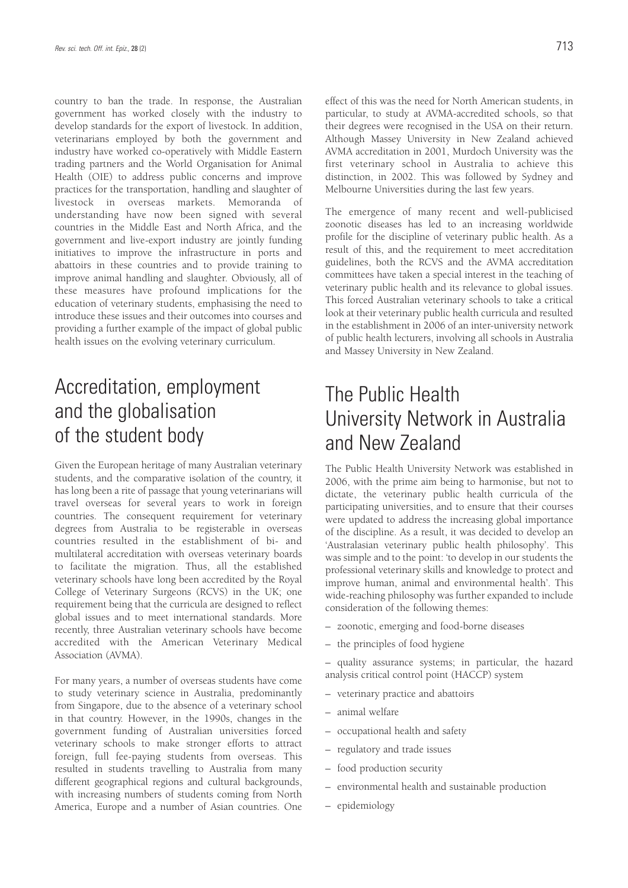country to ban the trade. In response, the Australian government has worked closely with the industry to develop standards for the export of livestock. In addition, veterinarians employed by both the government and industry have worked co-operatively with Middle Eastern trading partners and the World Organisation for Animal Health (OIE) to address public concerns and improve practices for the transportation, handling and slaughter of livestock in overseas markets. Memoranda of understanding have now been signed with several countries in the Middle East and North Africa, and the government and live-export industry are jointly funding initiatives to improve the infrastructure in ports and abattoirs in these countries and to provide training to improve animal handling and slaughter. Obviously, all of these measures have profound implications for the education of veterinary students, emphasising the need to introduce these issues and their outcomes into courses and providing a further example of the impact of global public health issues on the evolving veterinary curriculum.

## Accreditation, employment and the globalisation of the student body

Given the European heritage of many Australian veterinary students, and the comparative isolation of the country, it has long been a rite of passage that young veterinarians will travel overseas for several years to work in foreign countries. The consequent requirement for veterinary degrees from Australia to be registerable in overseas countries resulted in the establishment of bi- and multilateral accreditation with overseas veterinary boards to facilitate the migration. Thus, all the established veterinary schools have long been accredited by the Royal College of Veterinary Surgeons (RCVS) in the UK; one requirement being that the curricula are designed to reflect global issues and to meet international standards. More recently, three Australian veterinary schools have become accredited with the American Veterinary Medical Association (AVMA).

For many years, a number of overseas students have come to study veterinary science in Australia, predominantly from Singapore, due to the absence of a veterinary school in that country. However, in the 1990s, changes in the government funding of Australian universities forced veterinary schools to make stronger efforts to attract foreign, full fee-paying students from overseas. This resulted in students travelling to Australia from many different geographical regions and cultural backgrounds, with increasing numbers of students coming from North America, Europe and a number of Asian countries. One effect of this was the need for North American students, in particular, to study at AVMA-accredited schools, so that their degrees were recognised in the USA on their return. Although Massey University in New Zealand achieved AVMA accreditation in 2001, Murdoch University was the first veterinary school in Australia to achieve this distinction, in 2002. This was followed by Sydney and Melbourne Universities during the last few years.

The emergence of many recent and well-publicised zoonotic diseases has led to an increasing worldwide profile for the discipline of veterinary public health. As a result of this, and the requirement to meet accreditation guidelines, both the RCVS and the AVMA accreditation committees have taken a special interest in the teaching of veterinary public health and its relevance to global issues. This forced Australian veterinary schools to take a critical look at their veterinary public health curricula and resulted in the establishment in 2006 of an inter-university network of public health lecturers, involving all schools in Australia and Massey University in New Zealand.

## The Public Health University Network in Australia and New Zealand

The Public Health University Network was established in 2006, with the prime aim being to harmonise, but not to dictate, the veterinary public health curricula of the participating universities, and to ensure that their courses were updated to address the increasing global importance of the discipline. As a result, it was decided to develop an 'Australasian veterinary public health philosophy'. This was simple and to the point: 'to develop in our students the professional veterinary skills and knowledge to protect and improve human, animal and environmental health'. This wide-reaching philosophy was further expanded to include consideration of the following themes:

- zoonotic, emerging and food-borne diseases
- the principles of food hygiene
- quality assurance systems; in particular, the hazard analysis critical control point (HACCP) system
- veterinary practice and abattoirs
- animal welfare
- occupational health and safety
- regulatory and trade issues
- food production security
- environmental health and sustainable production
- epidemiology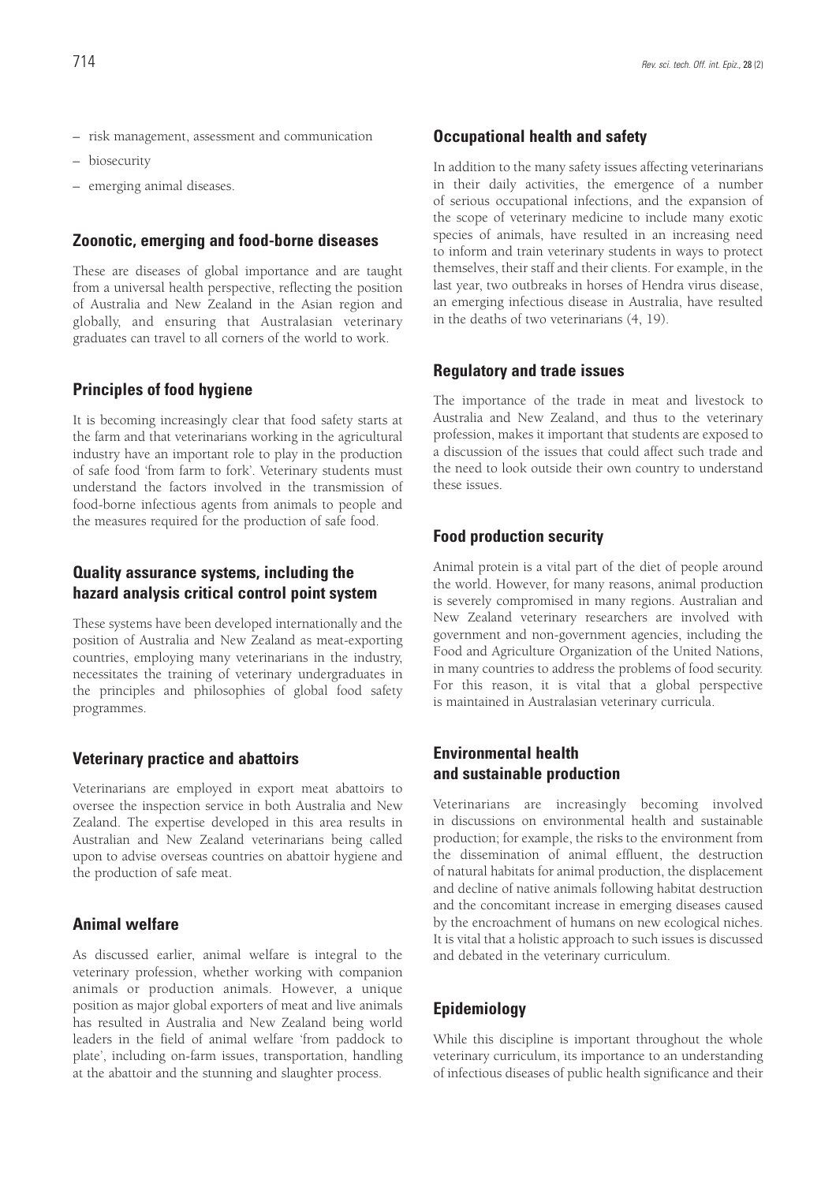- risk management, assessment and communication
- biosecurity
- emerging animal diseases.

## Zoonotic, emerging and food-borne diseases

These are diseases of global importance and are taught from a universal health perspective, reflecting the position of Australia and New Zealand in the Asian region and globally, and ensuring that Australasian veterinary graduates can travel to all corners of the world to work.

## Principles of food hygiene

It is becoming increasingly clear that food safety starts at the farm and that veterinarians working in the agricultural industry have an important role to play in the production of safe food 'from farm to fork'. Veterinary students must understand the factors involved in the transmission of food-borne infectious agents from animals to people and the measures required for the production of safe food.

## Quality assurance systems, including the hazard analysis critical control point system

These systems have been developed internationally and the position of Australia and New Zealand as meat-exporting countries, employing many veterinarians in the industry, necessitates the training of veterinary undergraduates in the principles and philosophies of global food safety programmes.

## Veterinary practice and abattoirs

Veterinarians are employed in export meat abattoirs to oversee the inspection service in both Australia and New Zealand. The expertise developed in this area results in Australian and New Zealand veterinarians being called upon to advise overseas countries on abattoir hygiene and the production of safe meat.

## Animal welfare

As discussed earlier, animal welfare is integral to the veterinary profession, whether working with companion animals or production animals. However, a unique position as major global exporters of meat and live animals has resulted in Australia and New Zealand being world leaders in the field of animal welfare 'from paddock to plate', including on-farm issues, transportation, handling at the abattoir and the stunning and slaughter process.

## Occupational health and safety

In addition to the many safety issues affecting veterinarians in their daily activities, the emergence of a number of serious occupational infections, and the expansion of the scope of veterinary medicine to include many exotic species of animals, have resulted in an increasing need to inform and train veterinary students in ways to protect themselves, their staff and their clients. For example, in the last year, two outbreaks in horses of Hendra virus disease, an emerging infectious disease in Australia, have resulted in the deaths of two veterinarians (4, 19).

## Regulatory and trade issues

The importance of the trade in meat and livestock to Australia and New Zealand, and thus to the veterinary profession, makes it important that students are exposed to a discussion of the issues that could affect such trade and the need to look outside their own country to understand these issues.

## Food production security

Animal protein is a vital part of the diet of people around the world. However, for many reasons, animal production is severely compromised in many regions. Australian and New Zealand veterinary researchers are involved with government and non-government agencies, including the Food and Agriculture Organization of the United Nations, in many countries to address the problems of food security. For this reason, it is vital that a global perspective is maintained in Australasian veterinary curricula.

## Environmental health and sustainable production

Veterinarians are increasingly becoming involved in discussions on environmental health and sustainable production; for example, the risks to the environment from the dissemination of animal effluent, the destruction of natural habitats for animal production, the displacement and decline of native animals following habitat destruction and the concomitant increase in emerging diseases caused by the encroachment of humans on new ecological niches. It is vital that a holistic approach to such issues is discussed and debated in the veterinary curriculum.

## Epidemiology

While this discipline is important throughout the whole veterinary curriculum, its importance to an understanding of infectious diseases of public health significance and their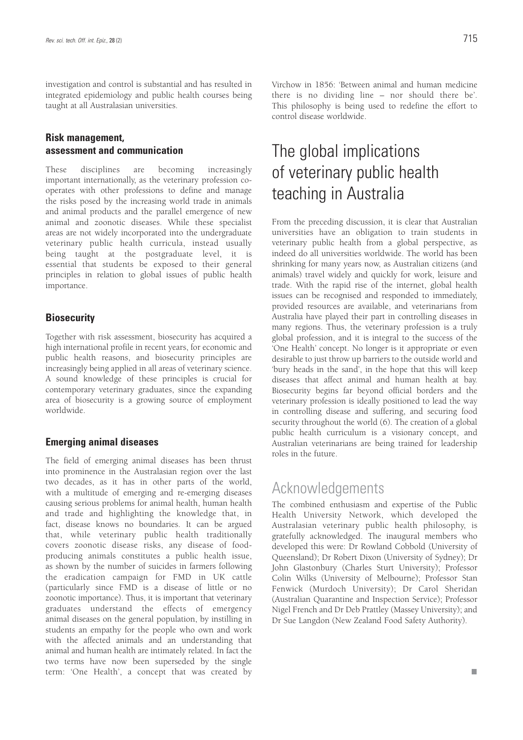investigation and control is substantial and has resulted in integrated epidemiology and public health courses being taught at all Australasian universities.

### Risk management, assessment and communication

These disciplines are becoming increasingly important internationally, as the veterinary profession co-operates with other professions to define and manage the risks posed by the increasing world trade in animals and animal products and the parallel emergence of new animal and zoonotic diseases. While these specialist areas are not widely incorporated into the undergraduate veterinary public health curricula, instead usually being taught at the postgraduate level, it is essential that students be exposed to their general principles in relation to global issues of public health importance.

### Biosecurity

Together with risk assessment, biosecurity has acquired a high international profile in recent years, for economic and public health reasons, and biosecurity principles are increasingly being applied in all areas of veterinary science. A sound knowledge of these principles is crucial for contemporary veterinary graduates, since the expanding area of biosecurity is a growing source of employment worldwide.

### Emerging animal diseases

The field of emerging animal diseases has been thrust into prominence in the Australasian region over the last two decades, as it has in other parts of the world, with a multitude of emerging and re-emerging diseases causing serious problems for animal health, human health and trade and highlighting the knowledge that, in fact, disease knows no boundaries. It can be argued that, while veterinary public health traditionally covers zoonotic disease risks, any disease of food-producing animals constitutes a public health issue, as shown by the number of suicides in farmers following the eradication campaign for FMD in UK cattle (particularly since FMD is a disease of little or no zoonotic importance). Thus, it is important that veterinary graduates understand the effects of emergency animal diseases on the general population, by instilling in students an empathy for the people who own and work with the affected animals and an understanding that animal and human health are intimately related. In fact the two terms have now been superseded by the single term: 'One Health', a concept that was created by Virchow in 1856: 'Between animal and human medicine there is no dividing line – nor should there be'. This philosophy is being used to redefine the effort to control disease worldwide.

## The global implications of veterinary public health teaching in Australia

From the preceding discussion, it is clear that Australian universities have an obligation to train students in veterinary public health from a global perspective, as indeed do all universities worldwide. The world has been shrinking for many years now, as Australian citizens (and animals) travel widely and quickly for work, leisure and trade. With the rapid rise of the internet, global health issues can be recognised and responded to immediately, provided resources are available, and veterinarians from Australia have played their part in controlling diseases in many regions. Thus, the veterinary profession is a truly global profession, and it is integral to the success of the 'One Health' concept. No longer is it appropriate or even desirable to just throw up barriers to the outside world and 'bury heads in the sand', in the hope that this will keep diseases that affect animal and human health at bay. Biosecurity begins far beyond official borders and the veterinary profession is ideally positioned to lead the way in controlling disease and suffering, and securing food security throughout the world (6). The creation of a global public health curriculum is a visionary concept, and Australian veterinarians are being trained for leadership roles in the future.

## Acknowledgements

The combined enthusiasm and expertise of the Public Health University Network, which developed the Australasian veterinary public health philosophy, is gratefully acknowledged. The inaugural members who developed this were: Dr Rowland Cobbold (University of Queensland); Dr Robert Dixon (University of Sydney); Dr John Glastonbury (Charles Sturt University); Professor Colin Wilks (University of Melbourne); Professor Stan Fenwick (Murdoch University); Dr Carol Sheridan (Australian Quarantine and Inspection Service); Professor Nigel French and Dr Deb Prattley (Massey University); and Dr Sue Langdon (New Zealand Food Safety Authority).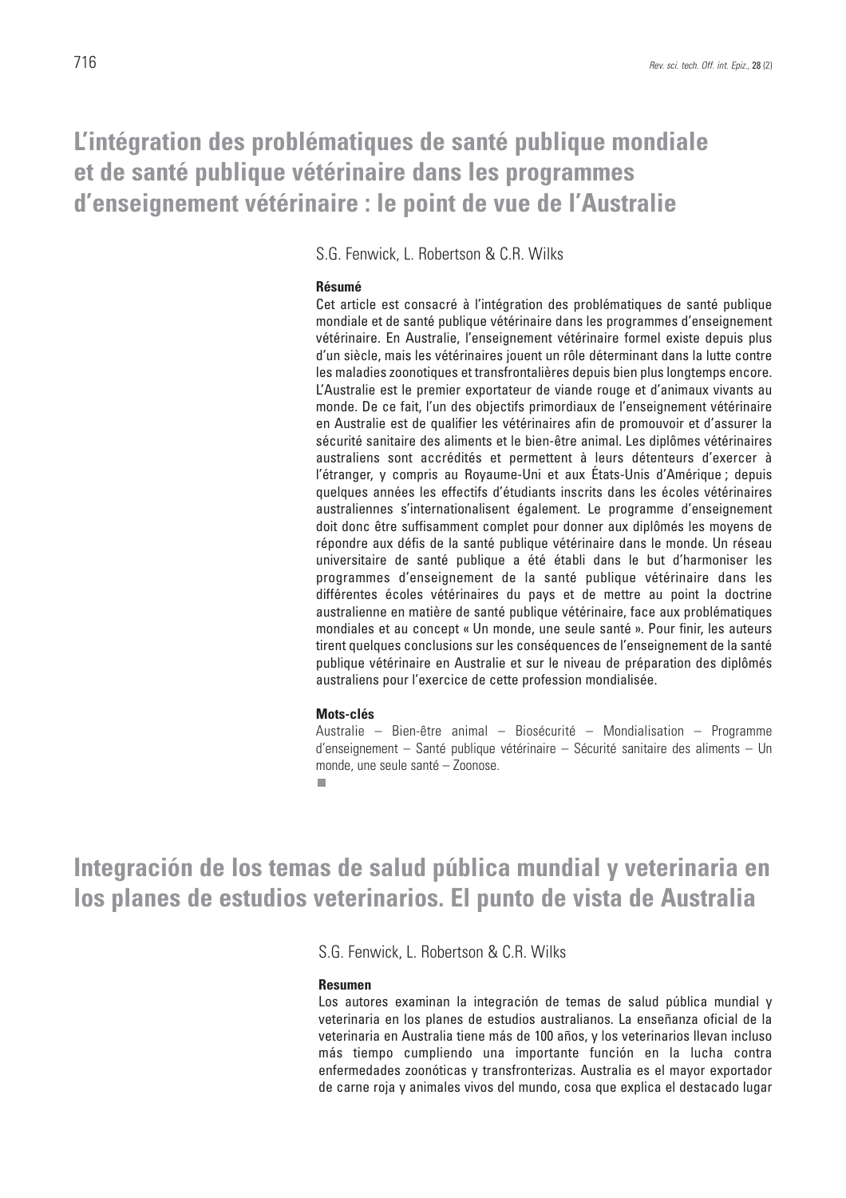# L'intégration des problématiques de santé publique mondiale et de santé publique vétérinaire dans les programmes d'enseignement vétérinaire : le point de vue de l'Australie

S.G. Fenwick, L. Robertson & C.R. Wilks

### Résumé

Cet article est consacré à l'intégration des problématiques de santé publique mondiale et de santé publique vétérinaire dans les programmes d'enseignement vétérinaire. En Australie, l'enseignement vétérinaire formel existe depuis plus d'un siècle, mais les vétérinaires jouent un rôle déterminant dans la lutte contre les maladies zoonotiques et transfrontalières depuis bien plus longtemps encore. L'Australie est le premier exportateur de viande rouge et d'animaux vivants au monde. De ce fait, l'un des objectifs primordiaux de l'enseignement vétérinaire en Australie est de qualifier les vétérinaires afin de promouvoir et d'assurer la sécurité sanitaire des aliments et le bien-être animal. Les diplômes vétérinaires australiens sont accrédités et permettent à leurs détenteurs d'exercer à l'étranger, y compris au Royaume-Uni et aux États-Unis d'Amérique ; depuis quelques années les effectifs d'étudiants inscrits dans les écoles vétérinaires australiennes s'internationalisent également. Le programme d'enseignement doit donc être suffisamment complet pour donner aux diplômés les moyens de répondre aux défis de la santé publique vétérinaire dans le monde. Un réseau universitaire de santé publique a été établi dans le but d'harmoniser les programmes d'enseignement de la santé publique vétérinaire dans les différentes écoles vétérinaires du pays et de mettre au point la doctrine australienne en matière de santé publique vétérinaire, face aux problématiques mondiales et au concept « Un monde, une seule santé ». Pour finir, les auteurs tirent quelques conclusions sur les conséquences de l'enseignement de la santé publique vétérinaire en Australie et sur le niveau de préparation des diplômés australiens pour l'exercice de cette profession mondialisée.

### Mots-clés

Australie – Bien-être animal – Biosécurité – Mondialisation – Programme d'enseignement – Santé publique vétérinaire – Sécurité sanitaire des aliments – Un monde, une seule santé – Zoonose.

■

# Integración de los temas de salud pública mundial y veterinaria en los planes de estudios veterinarios. El punto de vista de Australia

S.G. Fenwick, L. Robertson & C.R. Wilks

### Resumen

Los autores examinan la integración de temas de salud pública mundial y veterinaria en los planes de estudios australianos. La enseñanza oficial de la veterinaria en Australia tiene más de 100 años, y los veterinarios llevan incluso más tiempo cumpliendo una importante función en la lucha contra enfermedades zoonóticas y transfronterizas. Australia es el mayor exportador de carne roja y animales vivos del mundo, cosa que explica el destacado lugar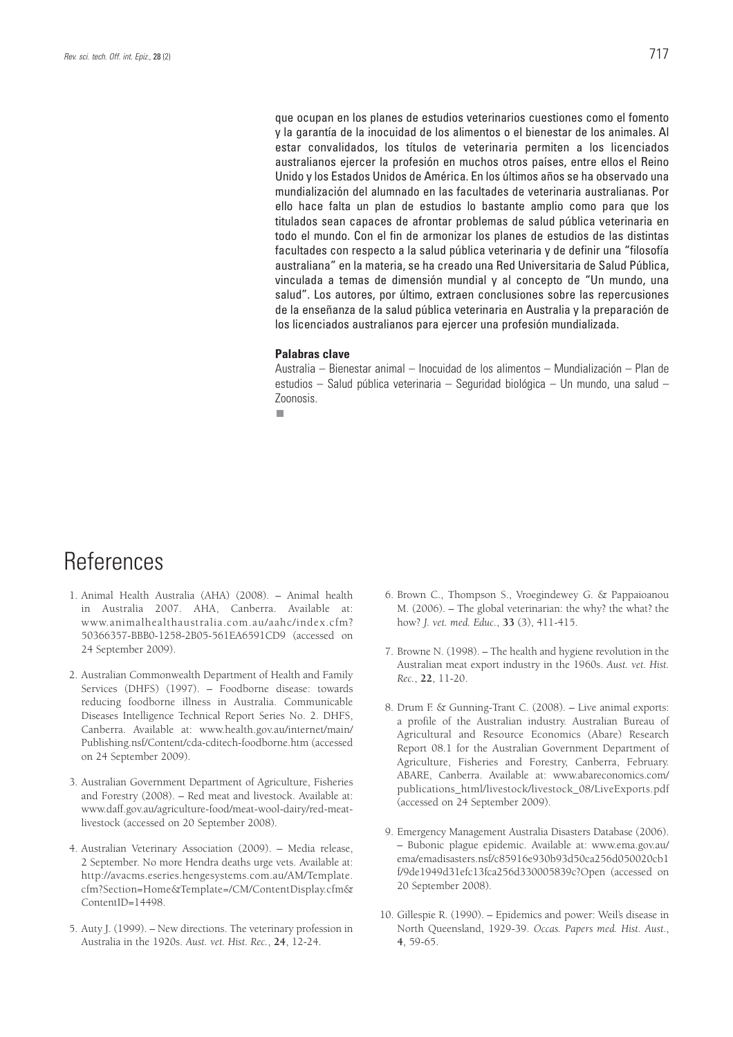que ocupan en los planes de estudios veterinarios cuestiones como el fomento y la garantía de la inocuidad de los alimentos o el bienestar de los animales. Al estar convalidados, los títulos de veterinaria permiten a los licenciados australianos ejercer la profesión en muchos otros países, entre ellos el Reino Unido y los Estados Unidos de América. En los últimos años se ha observado una mundialización del alumnado en las facultades de veterinaria australianas. Por ello hace falta un plan de estudios lo bastante amplio como para que los titulados sean capaces de afrontar problemas de salud pública veterinaria en todo el mundo. Con el fin de armonizar los planes de estudios de las distintas facultades con respecto a la salud pública veterinaria y de definir una "filosofía australiana" en la materia, se ha creado una Red Universitaria de Salud Pública, vinculada a temas de dimensión mundial y al concepto de "Un mundo, una salud". Los autores, por último, extraen conclusiones sobre las repercusiones de la enseñanza de la salud pública veterinaria en Australia y la preparación de los licenciados australianos para ejercer una profesión mundializada.

**Palabras clave**

Australia – Bienestar animal – Inocuidad de los alimentos – Mundialización – Plan de estudios – Salud pública veterinaria – Seguridad biológica – Un mundo, una salud – Zoonosis.

# References

1. Animal Health Australia (AHA) (2008). – Animal health in Australia 2007. AHA, Canberra. Available at: www.animalhealthaustralia.com.au/aahc/index.cfm?50366357-BBB0-1258-2B05-561EA6591CD9 (accessed on 24 September 2009).

2. Australian Commonwealth Department of Health and Family Services (DHFS) (1997). – Foodborne disease: towards reducing foodborne illness in Australia. Communicable Diseases Intelligence Technical Report Series No. 2. DHFS, Canberra. Available at: www.health.gov.au/internet/main/Publishing.nsf/Content/cda-cditech-foodborne.htm (accessed on 24 September 2009).

3. Australian Government Department of Agriculture, Fisheries and Forestry (2008). – Red meat and livestock. Available at: www.daff.gov.au/agriculture-food/meat-wool-dairy/red-meat-livestock (accessed on 20 September 2008).

4. Australian Veterinary Association (2009). – Media release, 2 September. No more Hendra deaths urge vets. Available at: http://avacms.eseries.hengesystems.com.au/AM/Template.cfm?Section=Home&Template=/CM/ContentDisplay.cfm&ContentID=14498.

5. Auty J. (1999). – New directions. The veterinary profession in Australia in the 1920s. *Aust. vet. Hist. Rec.*, **24**, 12-24.

6. Brown C., Thompson S., Vroegindewey G. & Pappaioanou M. (2006). – The global veterinarian: the why? the what? the how? *J. vet. med. Educ.*, **33** (3), 411-415.

7. Browne N. (1998). – The health and hygiene revolution in the Australian meat export industry in the 1960s. *Aust. vet. Hist. Rec.*, **22**, 11-20.

8. Drum F. & Gunning-Trant C. (2008). – Live animal exports: a profile of the Australian industry. Australian Bureau of Agricultural and Resource Economics (Abare) Research Report 08.1 for the Australian Government Department of Agriculture, Fisheries and Forestry, Canberra, February. ABARE, Canberra. Available at: www.abareconomics.com/publications_html/livestock/livestock_08/LiveExports.pdf (accessed on 24 September 2009).

9. Emergency Management Australia Disasters Database (2006). – Bubonic plague epidemic. Available at: www.ema.gov.au/ema/emadisasters.nsf/c85916e930b93d50ca256d050020cb1f/9de1949d31efc13fca256d330005839c?Open (accessed on 20 September 2008).

10. Gillespie R. (1990). – Epidemics and power: Weil's disease in North Queensland, 1929-39. *Occas. Papers med. Hist. Aust.*, **4**, 59-65.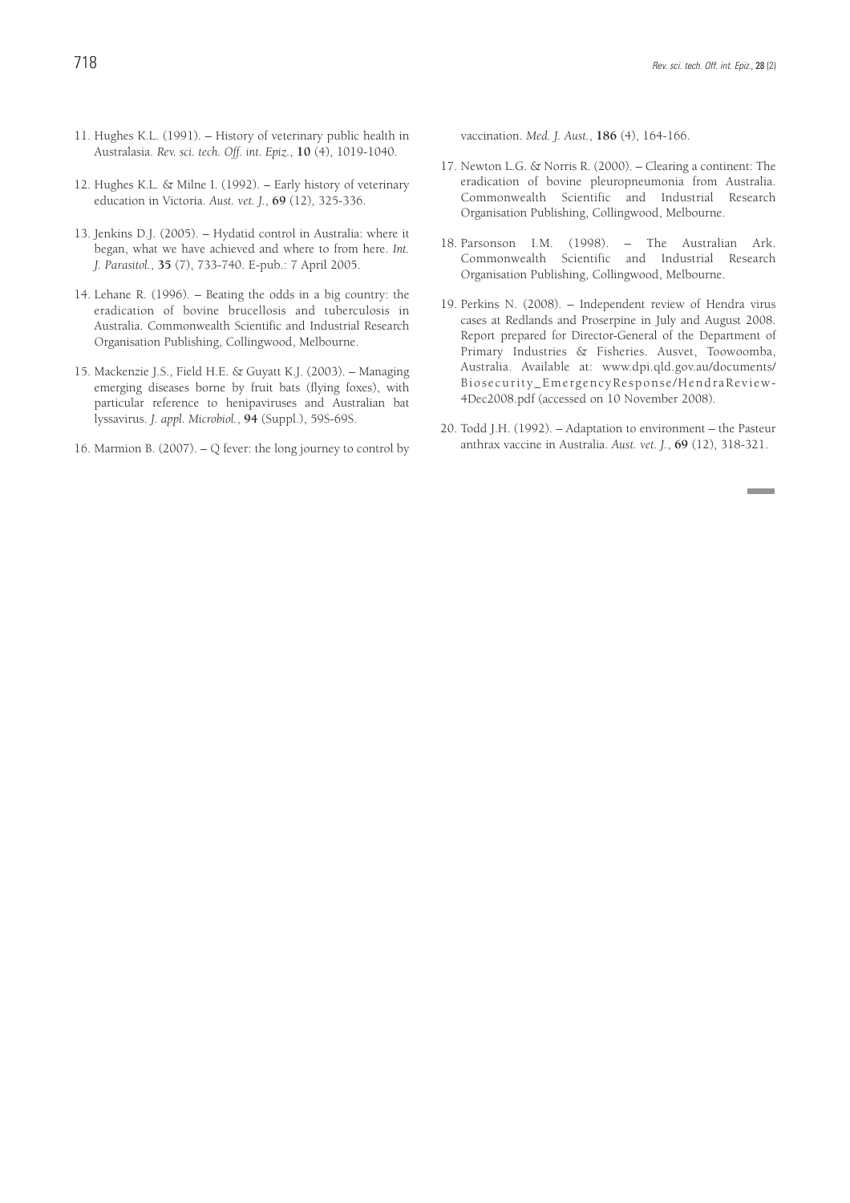11. Hughes K.L. (1991). – History of veterinary public health in Australasia. *Rev. sci. tech. Off. int. Epiz.*, **10** (4), 1019-1040.

12. Hughes K.L. & Milne I. (1992). – Early history of veterinary education in Victoria. *Aust. vet. J.*, **69** (12), 325-336.

13. Jenkins D.J. (2005). – Hydatid control in Australia: where it began, what we have achieved and where to from here. *Int. J. Parasitol.*, **35** (7), 733-740. E-pub.: 7 April 2005.

14. Lehane R. (1996). – Beating the odds in a big country: the eradication of bovine brucellosis and tuberculosis in Australia. Commonwealth Scientific and Industrial Research Organisation Publishing, Collingwood, Melbourne.

15. Mackenzie J.S., Field H.E. & Guyatt K.J. (2003). – Managing emerging diseases borne by fruit bats (flying foxes), with particular reference to henipaviruses and Australian bat lyssavirus. *J. appl. Microbiol.*, **94** (Suppl.), 59S-69S.

16. Marmion B. (2007). – Q fever: the long journey to control by vaccination. *Med. J. Aust.*, **186** (4), 164-166.

17. Newton L.G. & Norris R. (2000). – Clearing a continent: The eradication of bovine pleuropneumonia from Australia. Commonwealth Scientific and Industrial Research Organisation Publishing, Collingwood, Melbourne.

18. Parsonson I.M. (1998). – The Australian Ark. Commonwealth Scientific and Industrial Research Organisation Publishing, Collingwood, Melbourne.

19. Perkins N. (2008). – Independent review of Hendra virus cases at Redlands and Proserpine in July and August 2008. Report prepared for Director-General of the Department of Primary Industries & Fisheries. Ausvet, Toowoomba, Australia. Available at: www.dpi.qld.gov.au/documents/Biosecurity_EmergencyResponse/HendraReview-4Dec2008.pdf (accessed on 10 November 2008).

20. Todd J.H. (1992). – Adaptation to environment – the Pasteur anthrax vaccine in Australia. *Aust. vet. J.*, **69** (12), 318-321.